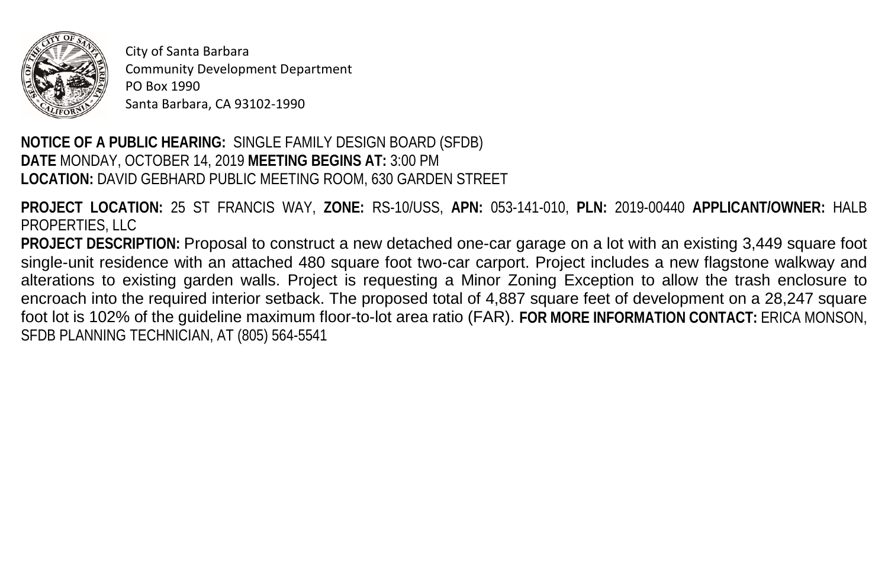City of Santa Barbara
Community Development Department
PO Box 1990
Santa Barbara, CA 93102-1990

**NOTICE OF A PUBLIC HEARING:** SINGLE FAMILY DESIGN BOARD (SFDB)
**DATE** MONDAY, OCTOBER 14, 2019 **MEETING BEGINS AT:** 3:00 PM
**LOCATION:** DAVID GEBHARD PUBLIC MEETING ROOM, 630 GARDEN STREET

**PROJECT LOCATION:** 25 ST FRANCIS WAY, **ZONE:** RS-10/USS, **APN:** 053-141-010, **PLN:** 2019-00440 **APPLICANT/OWNER:** HALB PROPERTIES, LLC

**PROJECT DESCRIPTION:** Proposal to construct a new detached one-car garage on a lot with an existing 3,449 square foot single-unit residence with an attached 480 square foot two-car carport. Project includes a new flagstone walkway and alterations to existing garden walls. Project is requesting a Minor Zoning Exception to allow the trash enclosure to encroach into the required interior setback. The proposed total of 4,887 square feet of development on a 28,247 square foot lot is 102% of the guideline maximum floor-to-lot area ratio (FAR). **FOR MORE INFORMATION CONTACT:** ERICA MONSON, SFDB PLANNING TECHNICIAN, AT (805) 564-5541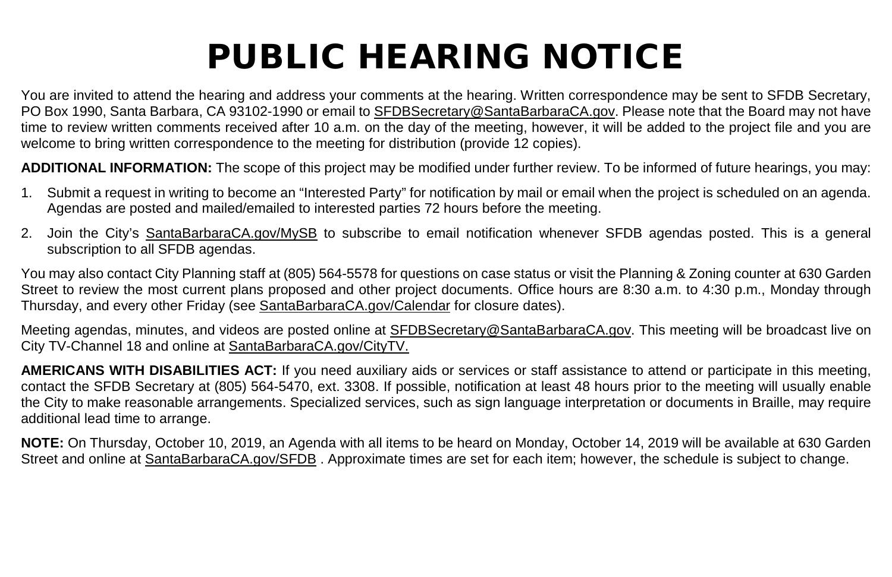# PUBLIC HEARING NOTICE

You are invited to attend the hearing and address your comments at the hearing. Written correspondence may be sent to SFDB Secretary, PO Box 1990, Santa Barbara, CA 93102-1990 or email to SFDBSecretary@SantaBarbaraCA.gov. Please note that the Board may not have time to review written comments received after 10 a.m. on the day of the meeting, however, it will be added to the project file and you are welcome to bring written correspondence to the meeting for distribution (provide 12 copies).

**ADDITIONAL INFORMATION:** The scope of this project may be modified under further review. To be informed of future hearings, you may:

1. Submit a request in writing to become an "Interested Party" for notification by mail or email when the project is scheduled on an agenda. Agendas are posted and mailed/emailed to interested parties 72 hours before the meeting.
2. Join the City's SantaBarbaraCA.gov/MySB to subscribe to email notification whenever SFDB agendas posted. This is a general subscription to all SFDB agendas.

You may also contact City Planning staff at (805) 564-5578 for questions on case status or visit the Planning & Zoning counter at 630 Garden Street to review the most current plans proposed and other project documents. Office hours are 8:30 a.m. to 4:30 p.m., Monday through Thursday, and every other Friday (see SantaBarbaraCA.gov/Calendar for closure dates).

Meeting agendas, minutes, and videos are posted online at SFDBSecretary@SantaBarbaraCA.gov. This meeting will be broadcast live on City TV-Channel 18 and online at SantaBarbaraCA.gov/CityTV.

**AMERICANS WITH DISABILITIES ACT:** If you need auxiliary aids or services or staff assistance to attend or participate in this meeting, contact the SFDB Secretary at (805) 564-5470, ext. 3308. If possible, notification at least 48 hours prior to the meeting will usually enable the City to make reasonable arrangements. Specialized services, such as sign language interpretation or documents in Braille, may require additional lead time to arrange.

**NOTE:** On Thursday, October 10, 2019, an Agenda with all items to be heard on Monday, October 14, 2019 will be available at 630 Garden Street and online at SantaBarbaraCA.gov/SFDB . Approximate times are set for each item; however, the schedule is subject to change.